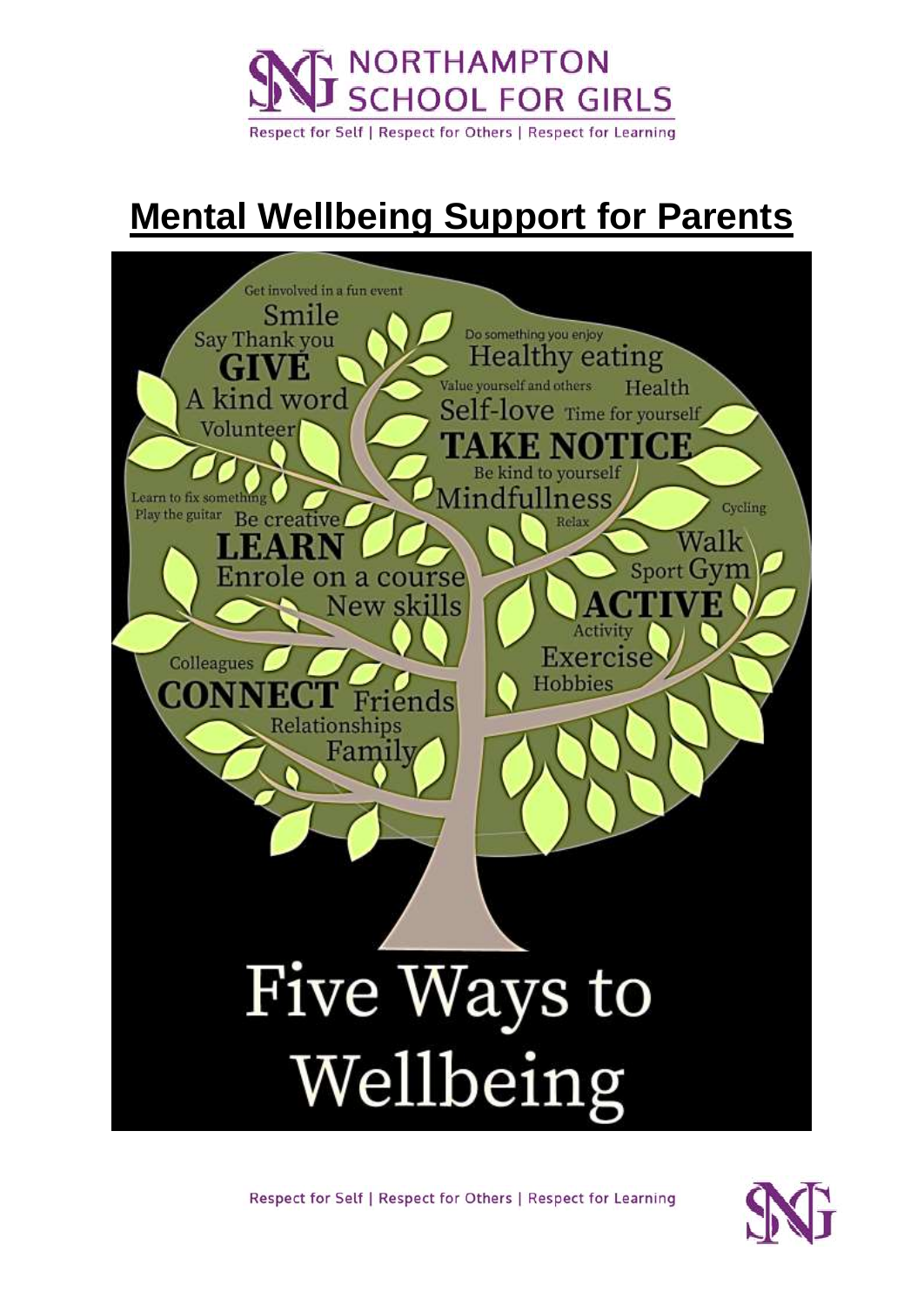NORTHAMPTON SCHOOL FOR GIRLS

Respect for Self | Respect for Others | Respect for Learning

# Mental Wellbeing Support for Parents

Get involved in a fun event
Smile
Say Thank you
**GIVE**
A kind word
Volunteer

Do something you enjoy
Healthy eating
Value yourself and others
Health
Self-love
Time for yourself
**TAKE NOTICE**
Be kind to yourself
Mindfullness
Relax

Learn to fix something
Play the guitar
Be creative
**LEARN**
Enrole on a course
New skills

Cycling
Walk
Sport
Gym
**ACTIVE**
Activity
Exercise
Hobbies

Colleagues
**CONNECT**
Friends
Relationships
Family

## Five Ways to Wellbeing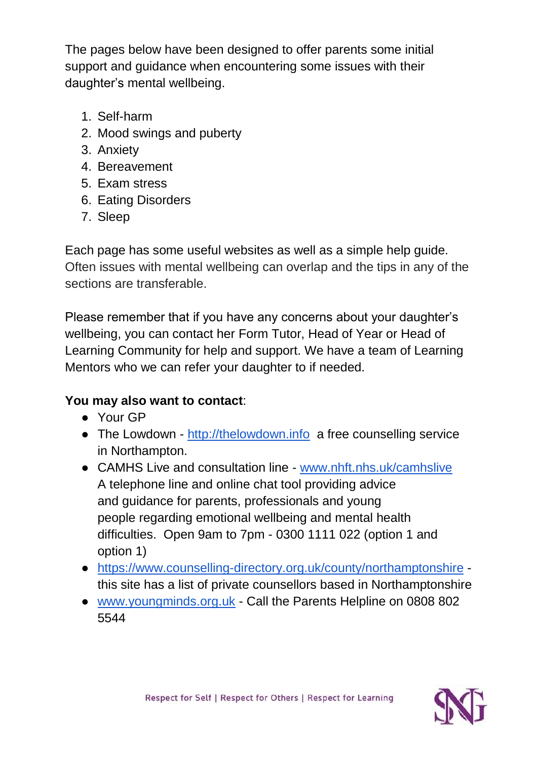The pages below have been designed to offer parents some initial support and guidance when encountering some issues with their daughter's mental wellbeing.

1. Self-harm
2. Mood swings and puberty
3. Anxiety
4. Bereavement
5. Exam stress
6. Eating Disorders
7. Sleep

Each page has some useful websites as well as a simple help guide. Often issues with mental wellbeing can overlap and the tips in any of the sections are transferable.

Please remember that if you have any concerns about your daughter's wellbeing, you can contact her Form Tutor, Head of Year or Head of Learning Community for help and support. We have a team of Learning Mentors who we can refer your daughter to if needed.

**You may also want to contact**:

- Your GP
- The Lowdown - http://thelowdown.info a free counselling service in Northampton.
- CAMHS Live and consultation line - www.nhft.nhs.uk/camhslive A telephone line and online chat tool providing advice and guidance for parents, professionals and young people regarding emotional wellbeing and mental health difficulties. Open 9am to 7pm - 0300 1111 022 (option 1 and option 1)
- https://www.counselling-directory.org.uk/county/northamptonshire - this site has a list of private counsellors based in Northamptonshire
- www.youngminds.org.uk - Call the Parents Helpline on 0808 802 5544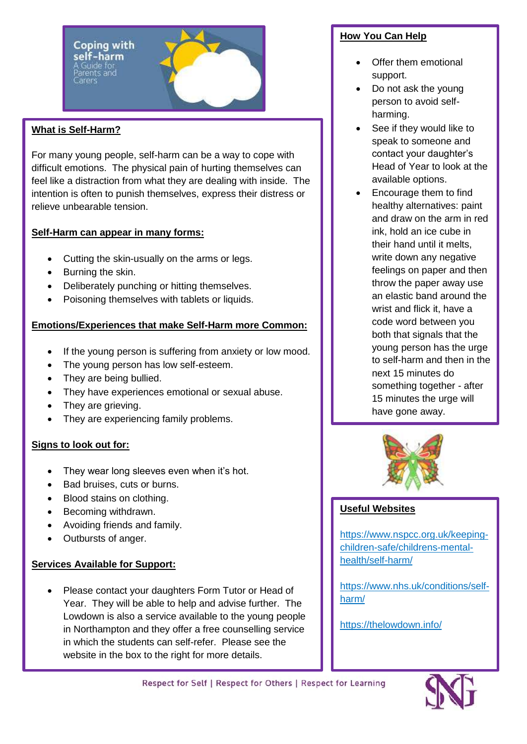# Coping with self-harm

A Guide for Parents and Carers

## What is Self-Harm?

For many young people, self-harm can be a way to cope with difficult emotions. The physical pain of hurting themselves can feel like a distraction from what they are dealing with inside. The intention is often to punish themselves, express their distress or relieve unbearable tension.

## Self-Harm can appear in many forms:

- Cutting the skin-usually on the arms or legs.
- Burning the skin.
- Deliberately punching or hitting themselves.
- Poisoning themselves with tablets or liquids.

## Emotions/Experiences that make Self-Harm more Common:

- If the young person is suffering from anxiety or low mood.
- The young person has low self-esteem.
- They are being bullied.
- They have experiences emotional or sexual abuse.
- They are grieving.
- They are experiencing family problems.

## Signs to look out for:

- They wear long sleeves even when it's hot.
- Bad bruises, cuts or burns.
- Blood stains on clothing.
- Becoming withdrawn.
- Avoiding friends and family.
- Outbursts of anger.

## Services Available for Support:

- Please contact your daughters Form Tutor or Head of Year. They will be able to help and advise further. The Lowdown is also a service available to the young people in Northampton and they offer a free counselling service in which the students can self-refer. Please see the website in the box to the right for more details.

## How You Can Help

- Offer them emotional support.
- Do not ask the young person to avoid self-harming.
- See if they would like to speak to someone and contact your daughter's Head of Year to look at the available options.
- Encourage them to find healthy alternatives: paint and draw on the arm in red ink, hold an ice cube in their hand until it melts, write down any negative feelings on paper and then throw the paper away use an elastic band around the wrist and flick it, have a code word between you both that signals that the young person has the urge to self-harm and then in the next 15 minutes do something together - after 15 minutes the urge will have gone away.

## Useful Websites

https://www.nspcc.org.uk/keeping-children-safe/childrens-mental-health/self-harm/

https://www.nhs.uk/conditions/self-harm/

https://thelowdown.info/

Respect for Self | Respect for Others | Respect for Learning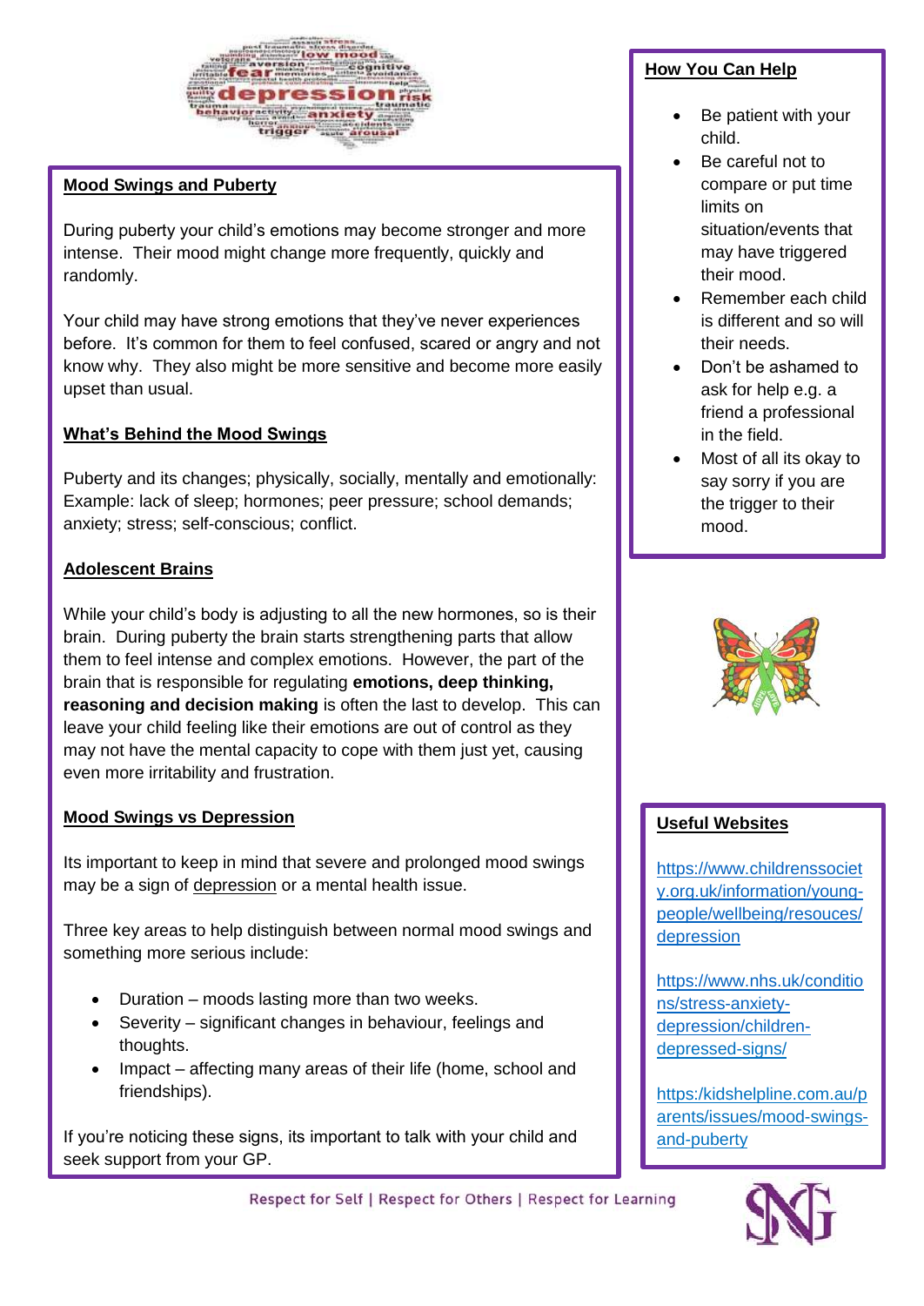## Mood Swings and Puberty

During puberty your child's emotions may become stronger and more intense. Their mood might change more frequently, quickly and randomly.

Your child may have strong emotions that they've never experiences before. It's common for them to feel confused, scared or angry and not know why. They also might be more sensitive and become more easily upset than usual.

## What's Behind the Mood Swings

Puberty and its changes; physically, socially, mentally and emotionally: Example: lack of sleep; hormones; peer pressure; school demands; anxiety; stress; self-conscious; conflict.

## Adolescent Brains

While your child's body is adjusting to all the new hormones, so is their brain. During puberty the brain starts strengthening parts that allow them to feel intense and complex emotions. However, the part of the brain that is responsible for regulating **emotions, deep thinking, reasoning and decision making** is often the last to develop. This can leave your child feeling like their emotions are out of control as they may not have the mental capacity to cope with them just yet, causing even more irritability and frustration.

## Mood Swings vs Depression

Its important to keep in mind that severe and prolonged mood swings may be a sign of depression or a mental health issue.

Three key areas to help distinguish between normal mood swings and something more serious include:

- Duration – moods lasting more than two weeks.
- Severity – significant changes in behaviour, feelings and thoughts.
- Impact – affecting many areas of their life (home, school and friendships).

If you're noticing these signs, its important to talk with your child and seek support from your GP.

## How You Can Help

- Be patient with your child.
- Be careful not to compare or put time limits on situation/events that may have triggered their mood.
- Remember each child is different and so will their needs.
- Don't be ashamed to ask for help e.g. a friend a professional in the field.
- Most of all its okay to say sorry if you are the trigger to their mood.

## Useful Websites

https://www.childrenssociety.org.uk/information/young-people/wellbeing/resouces/depression

https://www.nhs.uk/conditions/stress-anxiety-depression/children-depressed-signs/

https:/kidshelpline.com.au/parents/issues/mood-swings-and-puberty

Respect for Self | Respect for Others | Respect for Learning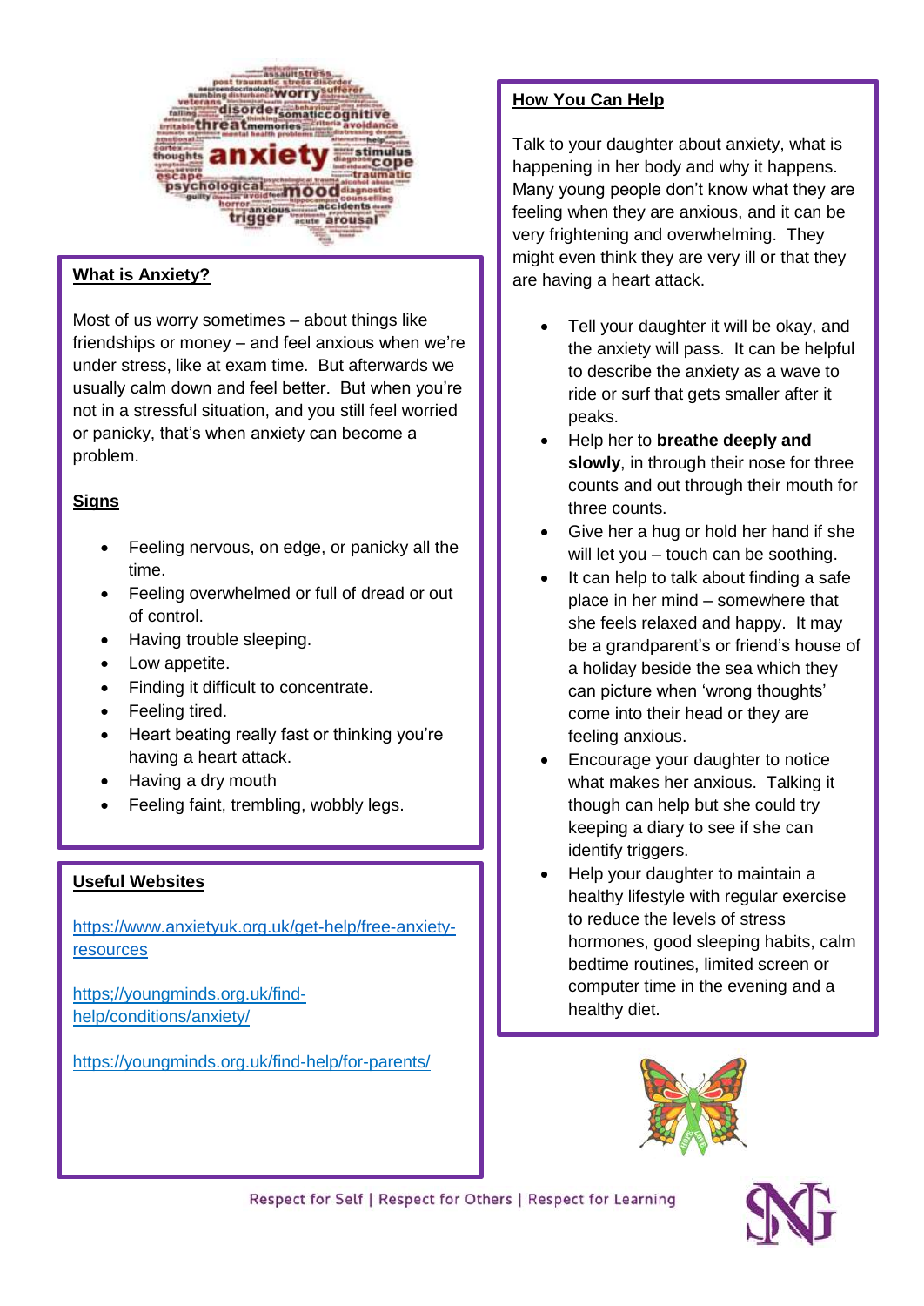## What is Anxiety?

Most of us worry sometimes – about things like friendships or money – and feel anxious when we're under stress, like at exam time. But afterwards we usually calm down and feel better. But when you're not in a stressful situation, and you still feel worried or panicky, that's when anxiety can become a problem.

## Signs

- Feeling nervous, on edge, or panicky all the time.
- Feeling overwhelmed or full of dread or out of control.
- Having trouble sleeping.
- Low appetite.
- Finding it difficult to concentrate.
- Feeling tired.
- Heart beating really fast or thinking you're having a heart attack.
- Having a dry mouth
- Feeling faint, trembling, wobbly legs.

## Useful Websites

https://www.anxietyuk.org.uk/get-help/free-anxiety-resources

https://youngminds.org.uk/find-help/conditions/anxiety/

https://youngminds.org.uk/find-help/for-parents/

## How You Can Help

Talk to your daughter about anxiety, what is happening in her body and why it happens. Many young people don't know what they are feeling when they are anxious, and it can be very frightening and overwhelming. They might even think they are very ill or that they are having a heart attack.

- Tell your daughter it will be okay, and the anxiety will pass. It can be helpful to describe the anxiety as a wave to ride or surf that gets smaller after it peaks.
- Help her to **breathe deeply and slowly**, in through their nose for three counts and out through their mouth for three counts.
- Give her a hug or hold her hand if she will let you – touch can be soothing.
- It can help to talk about finding a safe place in her mind – somewhere that she feels relaxed and happy. It may be a grandparent's or friend's house of a holiday beside the sea which they can picture when 'wrong thoughts' come into their head or they are feeling anxious.
- Encourage your daughter to notice what makes her anxious. Talking it though can help but she could try keeping a diary to see if she can identify triggers.
- Help your daughter to maintain a healthy lifestyle with regular exercise to reduce the levels of stress hormones, good sleeping habits, calm bedtime routines, limited screen or computer time in the evening and a healthy diet.

Respect for Self | Respect for Others | Respect for Learning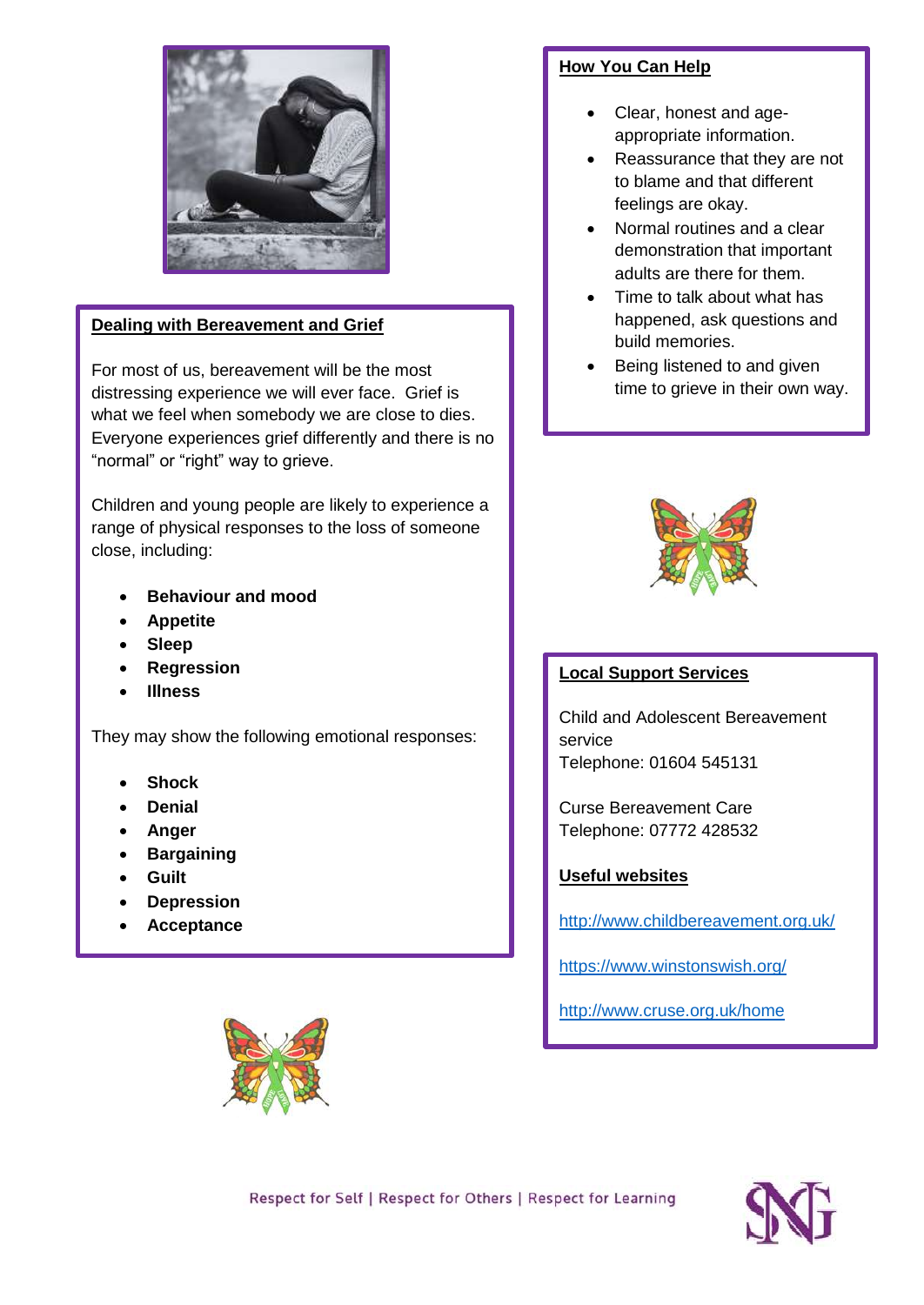## Dealing with Bereavement and Grief

For most of us, bereavement will be the most distressing experience we will ever face. Grief is what we feel when somebody we are close to dies. Everyone experiences grief differently and there is no "normal" or "right" way to grieve.

Children and young people are likely to experience a range of physical responses to the loss of someone close, including:

- **Behaviour and mood**
- **Appetite**
- **Sleep**
- **Regression**
- **Illness**

They may show the following emotional responses:

- **Shock**
- **Denial**
- **Anger**
- **Bargaining**
- **Guilt**
- **Depression**
- **Acceptance**

## How You Can Help

- Clear, honest and age-appropriate information.
- Reassurance that they are not to blame and that different feelings are okay.
- Normal routines and a clear demonstration that important adults are there for them.
- Time to talk about what has happened, ask questions and build memories.
- Being listened to and given time to grieve in their own way.

## Local Support Services

Child and Adolescent Bereavement service
Telephone: 01604 545131

Curse Bereavement Care
Telephone: 07772 428532

### Useful websites

http://www.childbereavement.org.uk/

https://www.winstonswish.org/

http://www.cruse.org.uk/home

Respect for Self | Respect for Others | Respect for Learning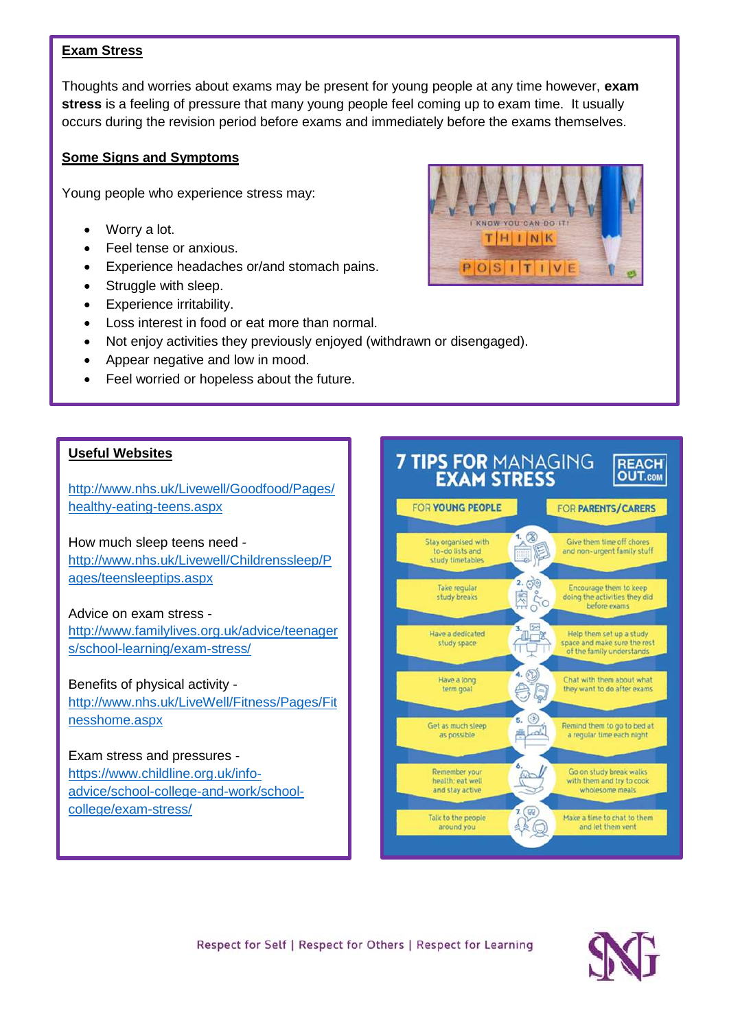## Exam Stress

Thoughts and worries about exams may be present for young people at any time however, **exam stress** is a feeling of pressure that many young people feel coming up to exam time. It usually occurs during the revision period before exams and immediately before the exams themselves.

### Some Signs and Symptoms

Young people who experience stress may:

- Worry a lot.
- Feel tense or anxious.
- Experience headaches or/and stomach pains.
- Struggle with sleep.
- Experience irritability.
- Loss interest in food or eat more than normal.
- Not enjoy activities they previously enjoyed (withdrawn or disengaged).
- Appear negative and low in mood.
- Feel worried or hopeless about the future.

### Useful Websites

http://www.nhs.uk/Livewell/Goodfood/Pages/healthy-eating-teens.aspx

How much sleep teens need - http://www.nhs.uk/Livewell/Childrenssleep/Pages/teensleeptips.aspx

Advice on exam stress - http://www.familylives.org.uk/advice/teenagers/school-learning/exam-stress/

Benefits of physical activity - http://www.nhs.uk/LiveWell/Fitness/Pages/Fitnesshome.aspx

Exam stress and pressures - https://www.childline.org.uk/info-advice/school-college-and-work/school-college/exam-stress/

### 7 TIPS FOR MANAGING EXAM STRESS (REACH OUT.com)

| | FOR YOUNG PEOPLE | FOR PARENTS/CARERS |
|---|---|---|
| 1. | Stay organised with to-do lists and study timetables | Give them time off chores and non-urgent family stuff |
| 2. | Take regular study breaks | Encourage them to keep doing the activities they did before exams |
| 3. | Have a dedicated study space | Help them set up a study space and make sure the rest of the family understands |
| 4. | Have a long term goal | Chat with them about what they want to do after exams |
| 5. | Get as much sleep as possible | Remind them to go to bed at a regular time each night |
| 6. | Remember your health: eat well and stay active | Go on study break walks with them and try to cook wholesome meals |
| 7. | Talk to the people around you | Make a time to chat to them and let them vent |

Respect for Self | Respect for Others | Respect for Learning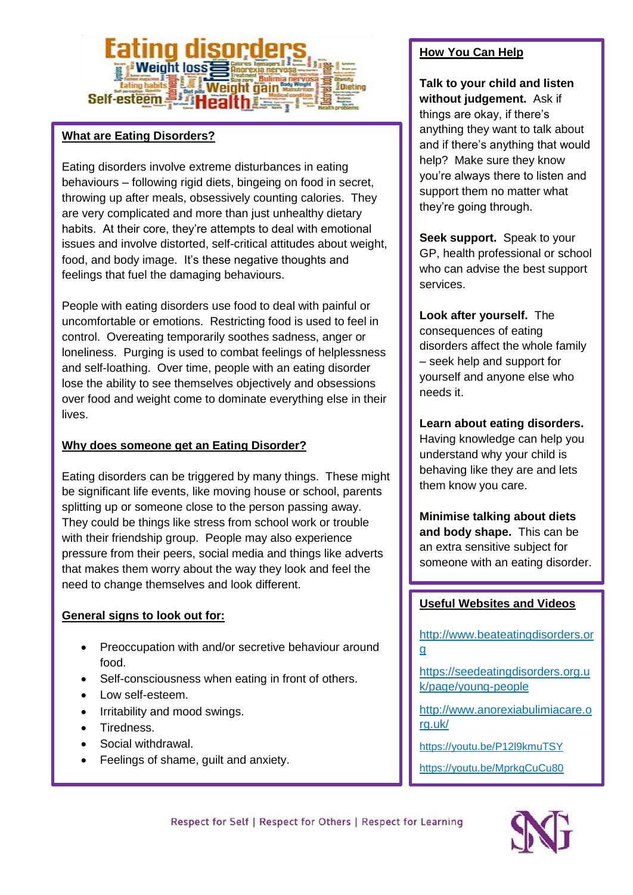## What are Eating Disorders?

Eating disorders involve extreme disturbances in eating behaviours – following rigid diets, bingeing on food in secret, throwing up after meals, obsessively counting calories. They are very complicated and more than just unhealthy dietary habits. At their core, they're attempts to deal with emotional issues and involve distorted, self-critical attitudes about weight, food, and body image. It's these negative thoughts and feelings that fuel the damaging behaviours.

People with eating disorders use food to deal with painful or uncomfortable or emotions. Restricting food is used to feel in control. Overeating temporarily soothes sadness, anger or loneliness. Purging is used to combat feelings of helplessness and self-loathing. Over time, people with an eating disorder lose the ability to see themselves objectively and obsessions over food and weight come to dominate everything else in their lives.

## Why does someone get an Eating Disorder?

Eating disorders can be triggered by many things. These might be significant life events, like moving house or school, parents splitting up or someone close to the person passing away. They could be things like stress from school work or trouble with their friendship group. People may also experience pressure from their peers, social media and things like adverts that makes them worry about the way they look and feel the need to change themselves and look different.

## General signs to look out for:

- Preoccupation with and/or secretive behaviour around food.
- Self-consciousness when eating in front of others.
- Low self-esteem.
- Irritability and mood swings.
- Tiredness.
- Social withdrawal.
- Feelings of shame, guilt and anxiety.

## How You Can Help

**Talk to your child and listen without judgement.** Ask if things are okay, if there's anything they want to talk about and if there's anything that would help? Make sure they know you're always there to listen and support them no matter what they're going through.

**Seek support.** Speak to your GP, health professional or school who can advise the best support services.

**Look after yourself.** The consequences of eating disorders affect the whole family – seek help and support for yourself and anyone else who needs it.

**Learn about eating disorders.** Having knowledge can help you understand why your child is behaving like they are and lets them know you care.

**Minimise talking about diets and body shape.** This can be an extra sensitive subject for someone with an eating disorder.

## Useful Websites and Videos

http://www.beateatingdisorders.org

https://seedeatingdisorders.org.uk/page/young-people

http://www.anorexiabulimiacare.org.uk/

https://youtu.be/P12l9kmuTSY

https://youtu.be/MprkgCuCu80

Respect for Self | Respect for Others | Respect for Learning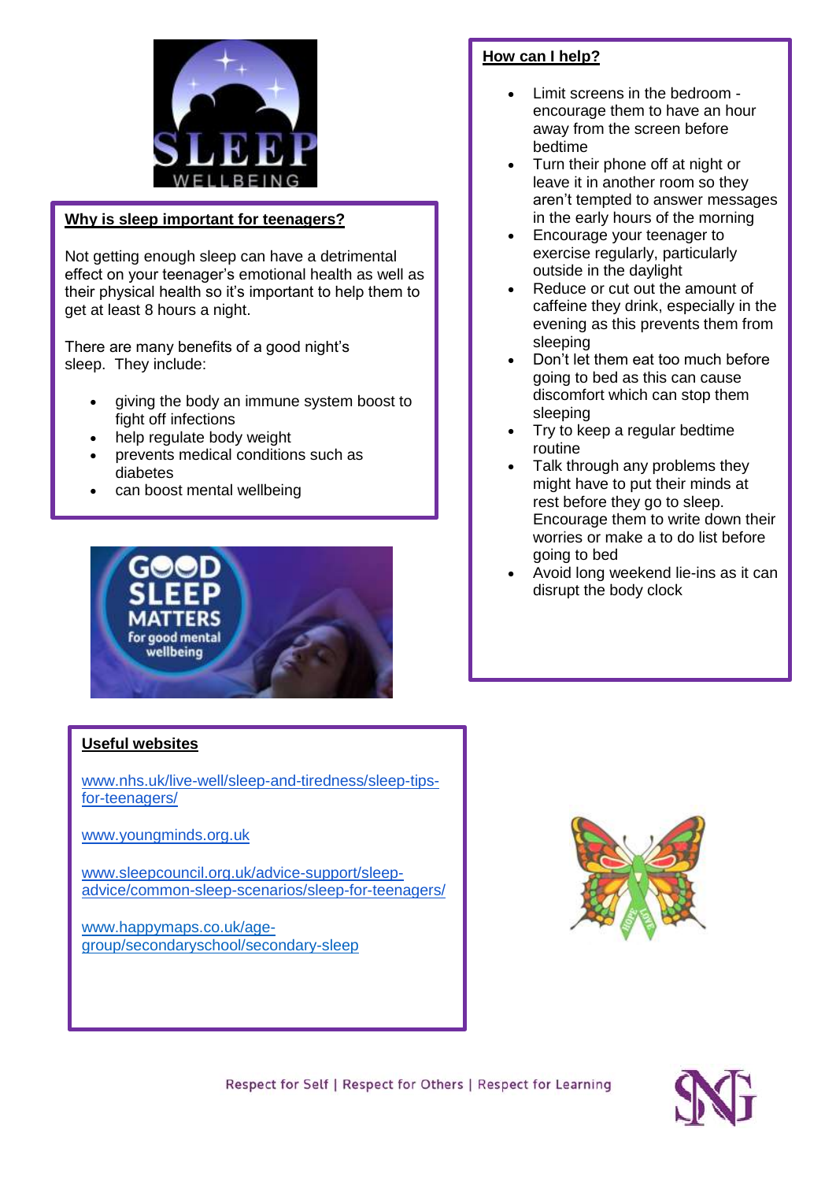## Why is sleep important for teenagers?

Not getting enough sleep can have a detrimental effect on your teenager's emotional health as well as their physical health so it's important to help them to get at least 8 hours a night.

There are many benefits of a good night's sleep. They include:

- giving the body an immune system boost to fight off infections
- help regulate body weight
- prevents medical conditions such as diabetes
- can boost mental wellbeing

## How can I help?

- Limit screens in the bedroom - encourage them to have an hour away from the screen before bedtime
- Turn their phone off at night or leave it in another room so they aren't tempted to answer messages in the early hours of the morning
- Encourage your teenager to exercise regularly, particularly outside in the daylight
- Reduce or cut out the amount of caffeine they drink, especially in the evening as this prevents them from sleeping
- Don't let them eat too much before going to bed as this can cause discomfort which can stop them sleeping
- Try to keep a regular bedtime routine
- Talk through any problems they might have to put their minds at rest before they go to sleep. Encourage them to write down their worries or make a to do list before going to bed
- Avoid long weekend lie-ins as it can disrupt the body clock

## Useful websites

www.nhs.uk/live-well/sleep-and-tiredness/sleep-tips-for-teenagers/

www.youngminds.org.uk

www.sleepcouncil.org.uk/advice-support/sleep-advice/common-sleep-scenarios/sleep-for-teenagers/

www.happymaps.co.uk/age-group/secondaryschool/secondary-sleep

Respect for Self | Respect for Others | Respect for Learning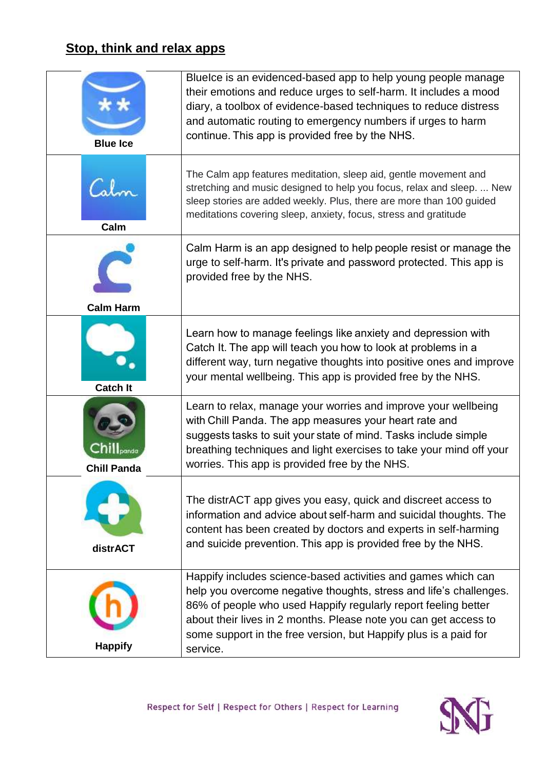## Stop, think and relax apps

| App | Description |
|---|---|
| **Blue Ice** | BlueIce is an evidenced-based app to help young people manage their emotions and reduce urges to self-harm. It includes a mood diary, a toolbox of evidence-based techniques to reduce distress and automatic routing to emergency numbers if urges to harm continue. This app is provided free by the NHS. |
| **Calm** | The Calm app features meditation, sleep aid, gentle movement and stretching and music designed to help you focus, relax and sleep. ... New sleep stories are added weekly. Plus, there are more than 100 guided meditations covering sleep, anxiety, focus, stress and gratitude |
| **Calm Harm** | Calm Harm is an app designed to help people resist or manage the urge to self-harm. It's private and password protected. This app is provided free by the NHS. |
| **Catch It** | Learn how to manage feelings like anxiety and depression with Catch It. The app will teach you how to look at problems in a different way, turn negative thoughts into positive ones and improve your mental wellbeing. This app is provided free by the NHS. |
| **Chill Panda** | Learn to relax, manage your worries and improve your wellbeing with Chill Panda. The app measures your heart rate and suggests tasks to suit your state of mind. Tasks include simple breathing techniques and light exercises to take your mind off your worries. This app is provided free by the NHS. |
| **distrACT** | The distrACT app gives you easy, quick and discreet access to information and advice about self-harm and suicidal thoughts. The content has been created by doctors and experts in self-harming and suicide prevention. This app is provided free by the NHS. |
| **Happify** | Happify includes science-based activities and games which can help you overcome negative thoughts, stress and life's challenges. 86% of people who used Happify regularly report feeling better about their lives in 2 months. Please note you can get access to some support in the free version, but Happify plus is a paid for service. |

Respect for Self | Respect for Others | Respect for Learning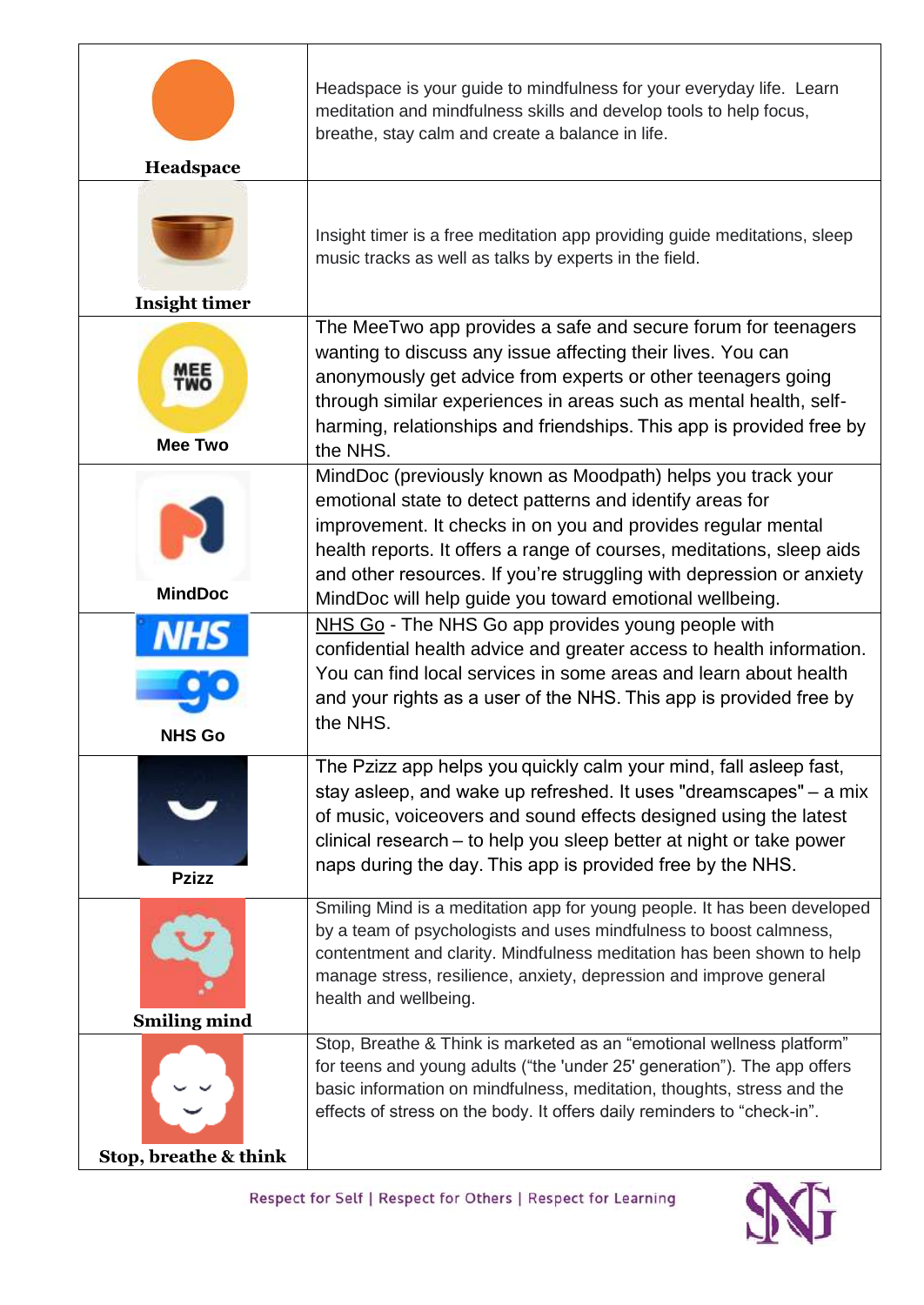| App | Description |
| --- | --- |
| **Headspace** | Headspace is your guide to mindfulness for your everyday life. Learn meditation and mindfulness skills and develop tools to help focus, breathe, stay calm and create a balance in life. |
| **Insight timer** | Insight timer is a free meditation app providing guide meditations, sleep music tracks as well as talks by experts in the field. |
| **Mee Two** | The MeeTwo app provides a safe and secure forum for teenagers wanting to discuss any issue affecting their lives. You can anonymously get advice from experts or other teenagers going through similar experiences in areas such as mental health, self-harming, relationships and friendships. This app is provided free by the NHS. |
| **MindDoc** | MindDoc (previously known as Moodpath) helps you track your emotional state to detect patterns and identify areas for improvement. It checks in on you and provides regular mental health reports. It offers a range of courses, meditations, sleep aids and other resources. If you're struggling with depression or anxiety MindDoc will help guide you toward emotional wellbeing. |
| **NHS Go** | NHS Go - The NHS Go app provides young people with confidential health advice and greater access to health information. You can find local services in some areas and learn about health and your rights as a user of the NHS. This app is provided free by the NHS. |
| **Pzizz** | The Pzizz app helps you quickly calm your mind, fall asleep fast, stay asleep, and wake up refreshed. It uses "dreamscapes" – a mix of music, voiceovers and sound effects designed using the latest clinical research – to help you sleep better at night or take power naps during the day. This app is provided free by the NHS. |
| **Smiling mind** | Smiling Mind is a meditation app for young people. It has been developed by a team of psychologists and uses mindfulness to boost calmness, contentment and clarity. Mindfulness meditation has been shown to help manage stress, resilience, anxiety, depression and improve general health and wellbeing. |
| **Stop, breathe & think** | Stop, Breathe & Think is marketed as an "emotional wellness platform" for teens and young adults ("the 'under 25' generation"). The app offers basic information on mindfulness, meditation, thoughts, stress and the effects of stress on the body. It offers daily reminders to "check-in". |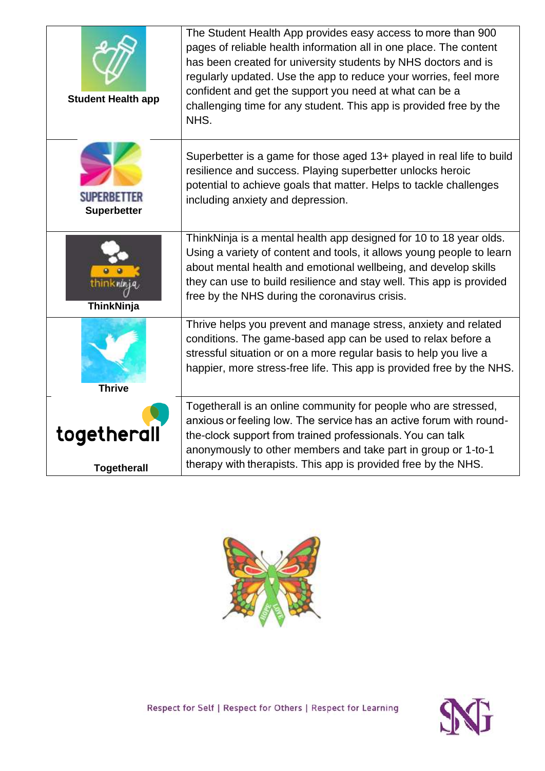| | |
|---|---|
| **Student Health app** | The Student Health App provides easy access to more than 900 pages of reliable health information all in one place. The content has been created for university students by NHS doctors and is regularly updated. Use the app to reduce your worries, feel more confident and get the support you need at what can be a challenging time for any student. This app is provided free by the NHS. |
| SUPERBETTER **Superbetter** | Superbetter is a game for those aged 13+ played in real life to build resilience and success. Playing superbetter unlocks heroic potential to achieve goals that matter. Helps to tackle challenges including anxiety and depression. |
| thinkninja **ThinkNinja** | ThinkNinja is a mental health app designed for 10 to 18 year olds. Using a variety of content and tools, it allows young people to learn about mental health and emotional wellbeing, and develop skills they can use to build resilience and stay well. This app is provided free by the NHS during the coronavirus crisis. |
| **Thrive** | Thrive helps you prevent and manage stress, anxiety and related conditions. The game-based app can be used to relax before a stressful situation or on a more regular basis to help you live a happier, more stress-free life. This app is provided free by the NHS. |
| togetherall **Togetherall** | Togetherall is an online community for people who are stressed, anxious or feeling low. The service has an active forum with round-the-clock support from trained professionals. You can talk anonymously to other members and take part in group or 1-to-1 therapy with therapists. This app is provided free by the NHS. |

HOPE LOVE

Respect for Self | Respect for Others | Respect for Learning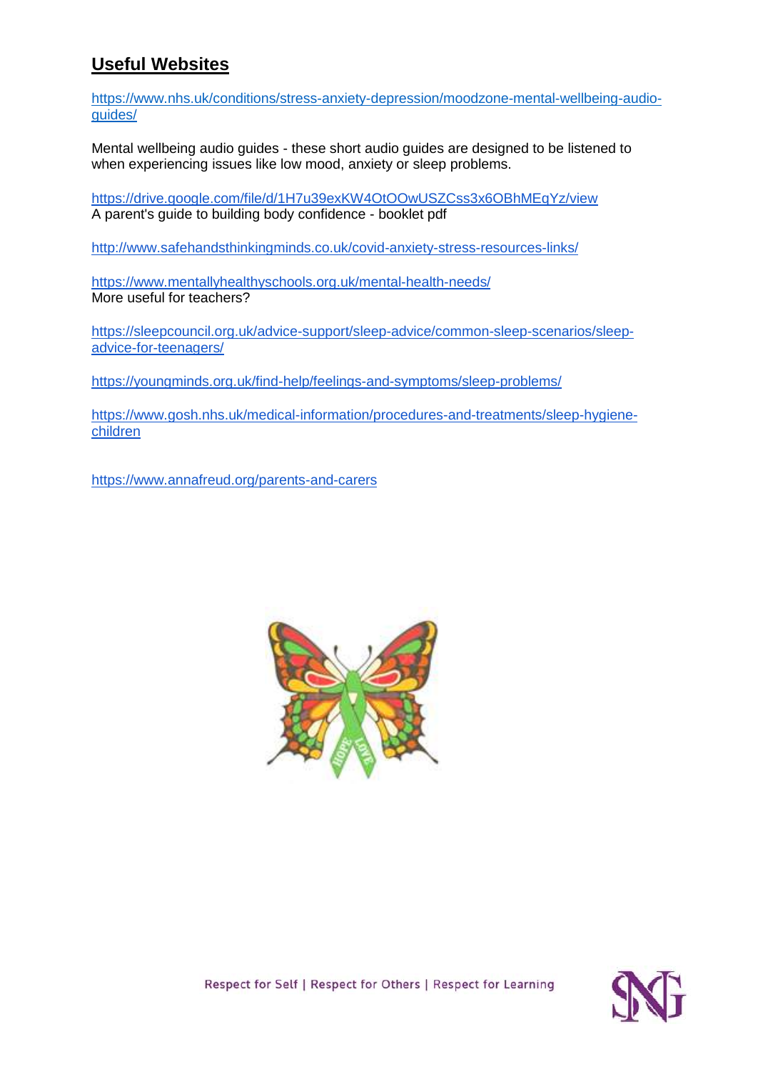## **Useful Websites**

https://www.nhs.uk/conditions/stress-anxiety-depression/moodzone-mental-wellbeing-audio-guides/

Mental wellbeing audio guides - these short audio guides are designed to be listened to when experiencing issues like low mood, anxiety or sleep problems.

https://drive.google.com/file/d/1H7u39exKW4OtOOwUSZCss3x6OBhMEqYz/view
A parent's guide to building body confidence - booklet pdf

http://www.safehandsthinkingminds.co.uk/covid-anxiety-stress-resources-links/

https://www.mentallyhealthyschools.org.uk/mental-health-needs/
More useful for teachers?

https://sleepcouncil.org.uk/advice-support/sleep-advice/common-sleep-scenarios/sleep-advice-for-teenagers/

https://youngminds.org.uk/find-help/feelings-and-symptoms/sleep-problems/

https://www.gosh.nhs.uk/medical-information/procedures-and-treatments/sleep-hygiene-children

https://www.annafreud.org/parents-and-carers

Respect for Self | Respect for Others | Respect for Learning